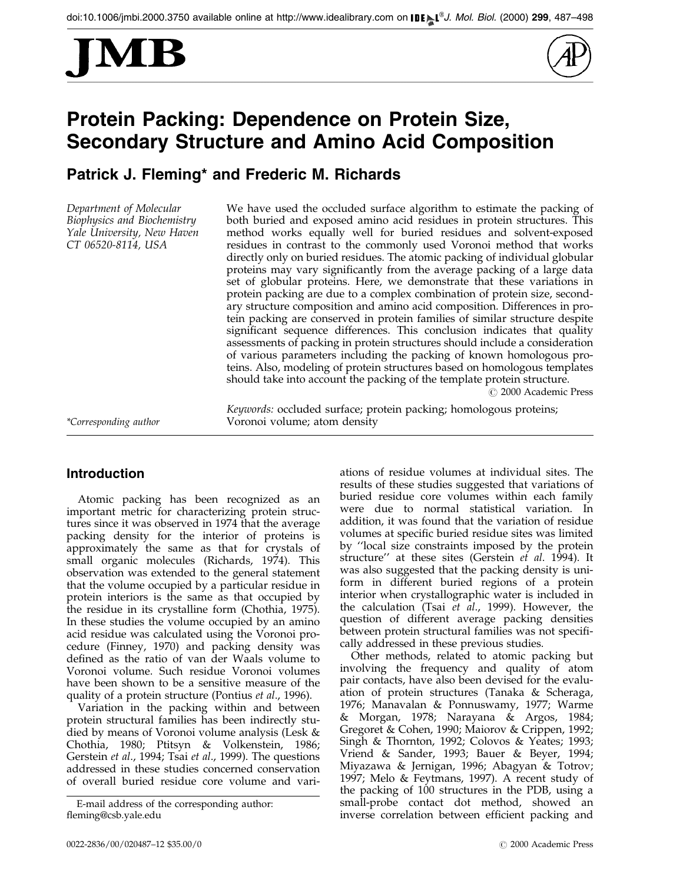# Protein Packing: Dependence on Protein Size, Secondary Structure and Amino Acid Composition

**Patrick J. Fleming* and Frederic M. Richards**

*Department of Molecular Biophysics and Biochemistry Yale University, New Haven CT 06520-8114, USA*

We have used the occluded surface algorithm to estimate the packing of both buried and exposed amino acid residues in protein structures. This method works equally well for buried residues and solvent-exposed residues in contrast to the commonly used Voronoi method that works directly only on buried residues. The atomic packing of individual globular proteins may vary significantly from the average packing of a large data set of globular proteins. Here, we demonstrate that these variations in protein packing are due to a complex combination of protein size, secondary structure composition and amino acid composition. Differences in protein packing are conserved in protein families of similar structure despite significant sequence differences. This conclusion indicates that quality assessments of packing in protein structures should include a consideration of various parameters including the packing of known homologous proteins. Also, modeling of protein structures based on homologous templates should take into account the packing of the template protein structure.

© 2000 Academic Press

*Keywords:* occluded surface; protein packing; homologous proteins; Voronoi volume; atom density

*Corresponding author

## Introduction

Atomic packing has been recognized as an important metric for characterizing protein structures since it was observed in 1974 that the average packing density for the interior of proteins is approximately the same as that for crystals of small organic molecules (Richards, 1974). This observation was extended to the general statement that the volume occupied by a particular residue in protein interiors is the same as that occupied by the residue in its crystalline form (Chothia, 1975). In these studies the volume occupied by an amino acid residue was calculated using the Voronoi procedure (Finney, 1970) and packing density was defined as the ratio of van der Waals volume to Voronoi volume. Such residue Voronoi volumes have been shown to be a sensitive measure of the quality of a protein structure (Pontius *et al*., 1996).

Variation in the packing within and between protein structural families has been indirectly studied by means of Voronoi volume analysis (Lesk & Chothia, 1980; Ptitsyn & Volkenstein, 1986; Gerstein *et al*., 1994; Tsai *et al*., 1999). The questions addressed in these studies concerned conservation of overall buried residue core volume and variations of residue volumes at individual sites. The results of these studies suggested that variations of buried residue core volumes within each family were due to normal statistical variation. In addition, it was found that the variation of residue volumes at specific buried residue sites was limited by "local size constraints imposed by the protein structure" at these sites (Gerstein *et al*. 1994). It was also suggested that the packing density is uniform in different buried regions of a protein interior when crystallographic water is included in the calculation (Tsai *et al*., 1999). However, the question of different average packing densities between protein structural families was not specifically addressed in these previous studies.

Other methods, related to atomic packing but involving the frequency and quality of atom pair contacts, have also been devised for the evaluation of protein structures (Tanaka & Scheraga, 1976; Manavalan & Ponnuswamy, 1977; Warme & Morgan, 1978; Narayana & Argos, 1984; Gregoret & Cohen, 1990; Maiorov & Crippen, 1992; Singh & Thornton, 1992; Colovos & Yeates, 1993; Vriend & Sander, 1993; Bauer & Beyer, 1994; Miyazawa & Jernigan, 1996; Abagyan & Totrov; 1997; Melo & Feytmans, 1997). A recent study of the packing of 100 structures in the PDB, using a small-probe contact dot method, showed an inverse correlation between efficient packing and

E-mail address of the corresponding author: fleming@csb.yale.edu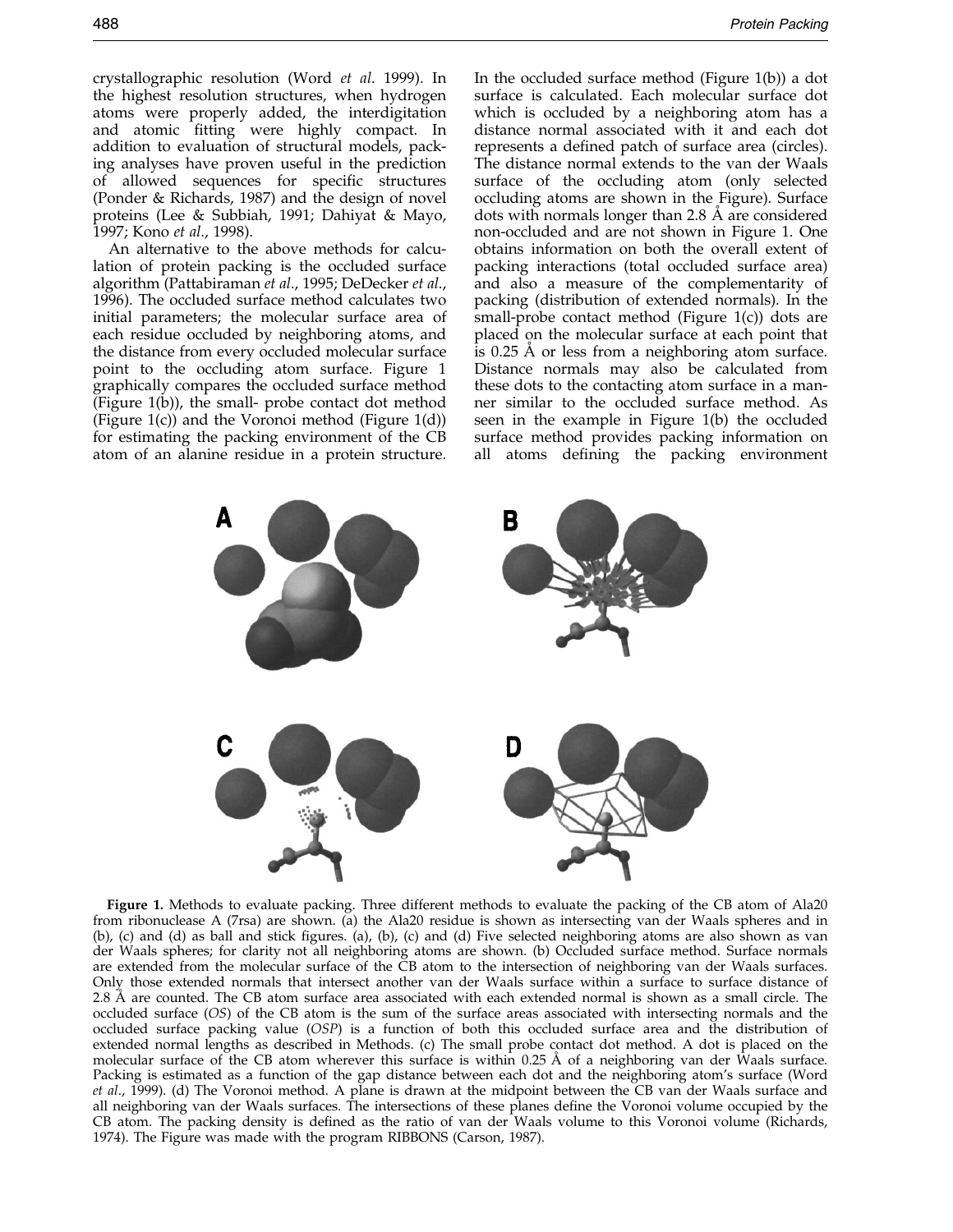crystallographic resolution (Word *et al*. 1999). In the highest resolution structures, when hydrogen atoms were properly added, the interdigitation and atomic fitting were highly compact. In addition to evaluation of structural models, packing analyses have proven useful in the prediction of allowed sequences for specific structures (Ponder & Richards, 1987) and the design of novel proteins (Lee & Subbiah, 1991; Dahiyat & Mayo, 1997; Kono *et al*., 1998).

An alternative to the above methods for calculation of protein packing is the occluded surface algorithm (Pattabiraman *et al*., 1995; DeDecker *et al*., 1996). The occluded surface method calculates two initial parameters; the molecular surface area of each residue occluded by neighboring atoms, and the distance from every occluded molecular surface point to the occluding atom surface. Figure 1 graphically compares the occluded surface method (Figure 1(b)), the small- probe contact dot method (Figure 1(c)) and the Voronoi method (Figure 1(d)) for estimating the packing environment of the CB atom of an alanine residue in a protein structure. In the occluded surface method (Figure 1(b)) a dot surface is calculated. Each molecular surface dot which is occluded by a neighboring atom has a distance normal associated with it and each dot represents a defined patch of surface area (circles). The distance normal extends to the van der Waals surface of the occluding atom (only selected occluding atoms are shown in the Figure). Surface dots with normals longer than 2.8 Å are considered non-occluded and are not shown in Figure 1. One obtains information on both the overall extent of packing interactions (total occluded surface area) and also a measure of the complementarity of packing (distribution of extended normals). In the small-probe contact method (Figure 1(c)) dots are placed on the molecular surface at each point that is 0.25 Å or less from a neighboring atom surface. Distance normals may also be calculated from these dots to the contacting atom surface in a manner similar to the occluded surface method. As seen in the example in Figure 1(b) the occluded surface method provides packing information on all atoms defining the packing environment

**Figure 1.** Methods to evaluate packing. Three different methods to evaluate the packing of the CB atom of Ala20 from ribonuclease A (7rsa) are shown. (a) the Ala20 residue is shown as intersecting van der Waals spheres and in (b), (c) and (d) as ball and stick figures. (a), (b), (c) and (d) Five selected neighboring atoms are also shown as van der Waals spheres; for clarity not all neighboring atoms are shown. (b) Occluded surface method. Surface normals are extended from the molecular surface of the CB atom to the intersection of neighboring van der Waals surfaces. Only those extended normals that intersect another van der Waals surface within a surface to surface distance of 2.8 Å are counted. The CB atom surface area associated with each extended normal is shown as a small circle. The occluded surface (*OS*) of the CB atom is the sum of the surface areas associated with intersecting normals and the occluded surface packing value (*OSP*) is a function of both this occluded surface area and the distribution of extended normal lengths as described in Methods. (c) The small probe contact dot method. A dot is placed on the molecular surface of the CB atom wherever this surface is within 0.25 Å of a neighboring van der Waals surface. Packing is estimated as a function of the gap distance between each dot and the neighboring atom's surface (Word *et al*., 1999). (d) The Voronoi method. A plane is drawn at the midpoint between the CB van der Waals surface and all neighboring van der Waals surfaces. The intersections of these planes define the Voronoi volume occupied by the CB atom. The packing density is defined as the ratio of van der Waals volume to this Voronoi volume (Richards, 1974). The Figure was made with the program RIBBONS (Carson, 1987).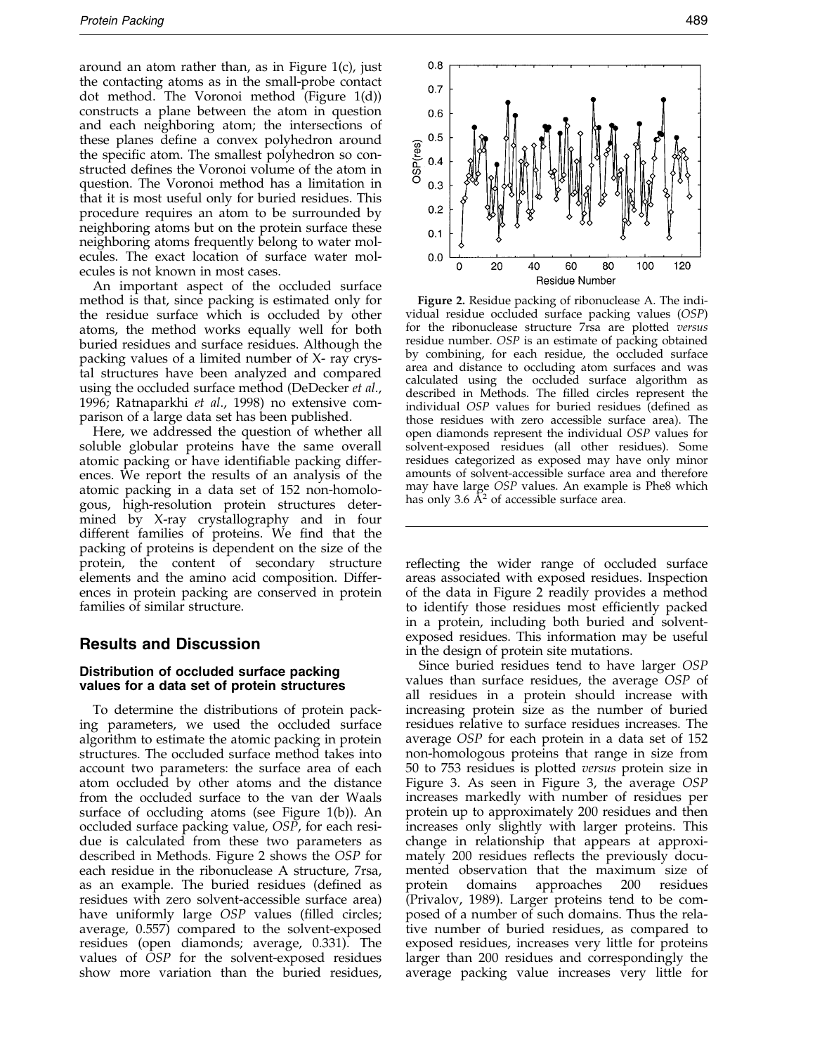around an atom rather than, as in Figure 1(c), just the contacting atoms as in the small-probe contact dot method. The Voronoi method (Figure 1(d)) constructs a plane between the atom in question and each neighboring atom; the intersections of these planes define a convex polyhedron around the specific atom. The smallest polyhedron so constructed defines the Voronoi volume of the atom in question. The Voronoi method has a limitation in that it is most useful only for buried residues. This procedure requires an atom to be surrounded by neighboring atoms but on the protein surface these neighboring atoms frequently belong to water molecules. The exact location of surface water molecules is not known in most cases.

An important aspect of the occluded surface method is that, since packing is estimated only for the residue surface which is occluded by other atoms, the method works equally well for both buried residues and surface residues. Although the packing values of a limited number of X- ray crystal structures have been analyzed and compared using the occluded surface method (DeDecker *et al*., 1996; Ratnaparkhi *et al*., 1998) no extensive comparison of a large data set has been published.

Here, we addressed the question of whether all soluble globular proteins have the same overall atomic packing or have identifiable packing differences. We report the results of an analysis of the atomic packing in a data set of 152 non-homologous, high-resolution protein structures determined by X-ray crystallography and in four different families of proteins. We find that the packing of proteins is dependent on the size of the protein, the content of secondary structure elements and the amino acid composition. Differences in protein packing are conserved in protein families of similar structure.

## Results and Discussion

### Distribution of occluded surface packing values for a data set of protein structures

To determine the distributions of protein packing parameters, we used the occluded surface algorithm to estimate the atomic packing in protein structures. The occluded surface method takes into account two parameters: the surface area of each atom occluded by other atoms and the distance from the occluded surface to the van der Waals surface of occluding atoms (see Figure 1(b)). An occluded surface packing value, *OSP*, for each residue is calculated from these two parameters as described in Methods. Figure 2 shows the *OSP* for each residue in the ribonuclease A structure, 7rsa, as an example. The buried residues (defined as residues with zero solvent-accessible surface area) have uniformly large *OSP* values (filled circles; average, 0.557) compared to the solvent-exposed residues (open diamonds; average, 0.331). The values of *OSP* for the solvent-exposed residues show more variation than the buried residues, reflecting the wider range of occluded surface areas associated with exposed residues. Inspection of the data in Figure 2 readily provides a method to identify those residues most efficiently packed in a protein, including both buried and solvent-exposed residues. This information may be useful in the design of protein site mutations.

**Figure 2.** Residue packing of ribonuclease A. The individual residue occluded surface packing values (*OSP*) for the ribonuclease structure 7rsa are plotted *versus* residue number. *OSP* is an estimate of packing obtained by combining, for each residue, the occluded surface area and distance to occluding atom surfaces and was calculated using the occluded surface algorithm as described in Methods. The filled circles represent the individual *OSP* values for buried residues (defined as those residues with zero accessible surface area). The open diamonds represent the individual *OSP* values for solvent-exposed residues (all other residues). Some residues categorized as exposed may have only minor amounts of solvent-accessible surface area and therefore may have large *OSP* values. An example is Phe8 which has only 3.6 $Å^2$ of accessible surface area.

Since buried residues tend to have larger *OSP* values than surface residues, the average *OSP* of all residues in a protein should increase with increasing protein size as the number of buried residues relative to surface residues increases. The average *OSP* for each protein in a data set of 152 non-homologous proteins that range in size from 50 to 753 residues is plotted *versus* protein size in Figure 3. As seen in Figure 3, the average *OSP* increases markedly with number of residues per protein up to approximately 200 residues and then increases only slightly with larger proteins. This change in relationship that appears at approximately 200 residues reflects the previously documented observation that the maximum size of protein domains approaches 200 residues (Privalov, 1989). Larger proteins tend to be composed of a number of such domains. Thus the relative number of buried residues, as compared to exposed residues, increases very little for proteins larger than 200 residues and correspondingly the average packing value increases very little for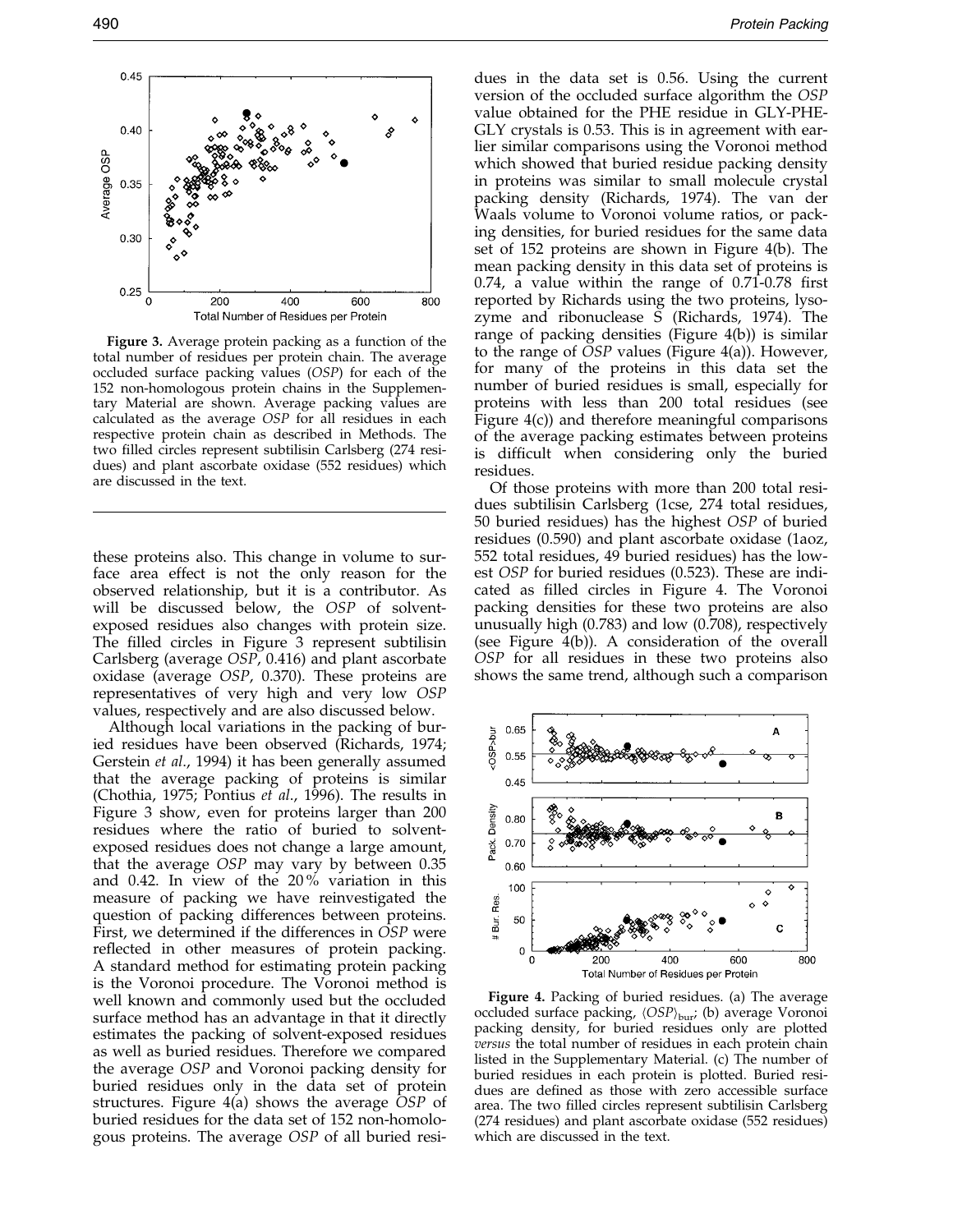**Figure 3.** Average protein packing as a function of the total number of residues per protein chain. The average occluded surface packing values (*OSP*) for each of the 152 non-homologous protein chains in the Supplementary Material are shown. Average packing values are calculated as the average *OSP* for all residues in each respective protein chain as described in Methods. The two filled circles represent subtilisin Carlsberg (274 residues) and plant ascorbate oxidase (552 residues) which are discussed in the text.

these proteins also. This change in volume to surface area effect is not the only reason for the observed relationship, but it is a contributor. As will be discussed below, the *OSP* of solvent-exposed residues also changes with protein size. The filled circles in Figure 3 represent subtilisin Carlsberg (average *OSP*, 0.416) and plant ascorbate oxidase (average *OSP*, 0.370). These proteins are representatives of very high and very low *OSP* values, respectively and are also discussed below.

Although local variations in the packing of buried residues have been observed (Richards, 1974; Gerstein *et al*., 1994) it has been generally assumed that the average packing of proteins is similar (Chothia, 1975; Pontius *et al*., 1996). The results in Figure 3 show, even for proteins larger than 200 residues where the ratio of buried to solvent-exposed residues does not change a large amount, that the average *OSP* may vary by between 0.35 and 0.42. In view of the 20% variation in this measure of packing we have reinvestigated the question of packing differences between proteins. First, we determined if the differences in *OSP* were reflected in other measures of protein packing. A standard method for estimating protein packing is the Voronoi procedure. The Voronoi method is well known and commonly used but the occluded surface method has an advantage in that it directly estimates the packing of solvent-exposed residues as well as buried residues. Therefore we compared the average *OSP* and Voronoi packing density for buried residues only in the data set of protein structures. Figure 4(a) shows the average *OSP* of buried residues for the data set of 152 non-homologous proteins. The average *OSP* of all buried residues in the data set is 0.56. Using the current version of the occluded surface algorithm the *OSP* value obtained for the PHE residue in GLY-PHE-GLY crystals is 0.53. This is in agreement with earlier similar comparisons using the Voronoi method which showed that buried residue packing density in proteins was similar to small molecule crystal packing density (Richards, 1974). The van der Waals volume to Voronoi volume ratios, or packing densities, for buried residues for the same data set of 152 proteins are shown in Figure 4(b). The mean packing density in this data set of proteins is 0.74, a value within the range of 0.71-0.78 first reported by Richards using the two proteins, lysozyme and ribonuclease S (Richards, 1974). The range of packing densities (Figure 4(b)) is similar to the range of *OSP* values (Figure 4(a)). However, for many of the proteins in this data set the number of buried residues is small, especially for proteins with less than 200 total residues (see Figure 4(c)) and therefore meaningful comparisons of the average packing estimates between proteins is difficult when considering only the buried residues.

Of those proteins with more than 200 total residues subtilisin Carlsberg (1cse, 274 total residues, 50 buried residues) has the highest *OSP* of buried residues (0.590) and plant ascorbate oxidase (1aoz, 552 total residues, 49 buried residues) has the lowest *OSP* for buried residues (0.523). These are indicated as filled circles in Figure 4. The Voronoi packing densities for these two proteins are also unusually high (0.783) and low (0.708), respectively (see Figure 4(b)). A consideration of the overall *OSP* for all residues in these two proteins also shows the same trend, although such a comparison

**Figure 4.** Packing of buried residues. (a) The average occluded surface packing, $\langle OSP \rangle_{bur}$; (b) average Voronoi packing density, for buried residues only are plotted *versus* the total number of residues in each protein chain listed in the Supplementary Material. (c) The number of buried residues in each protein is plotted. Buried residues are defined as those with zero accessible surface area. The two filled circles represent subtilisin Carlsberg (274 residues) and plant ascorbate oxidase (552 residues) which are discussed in the text.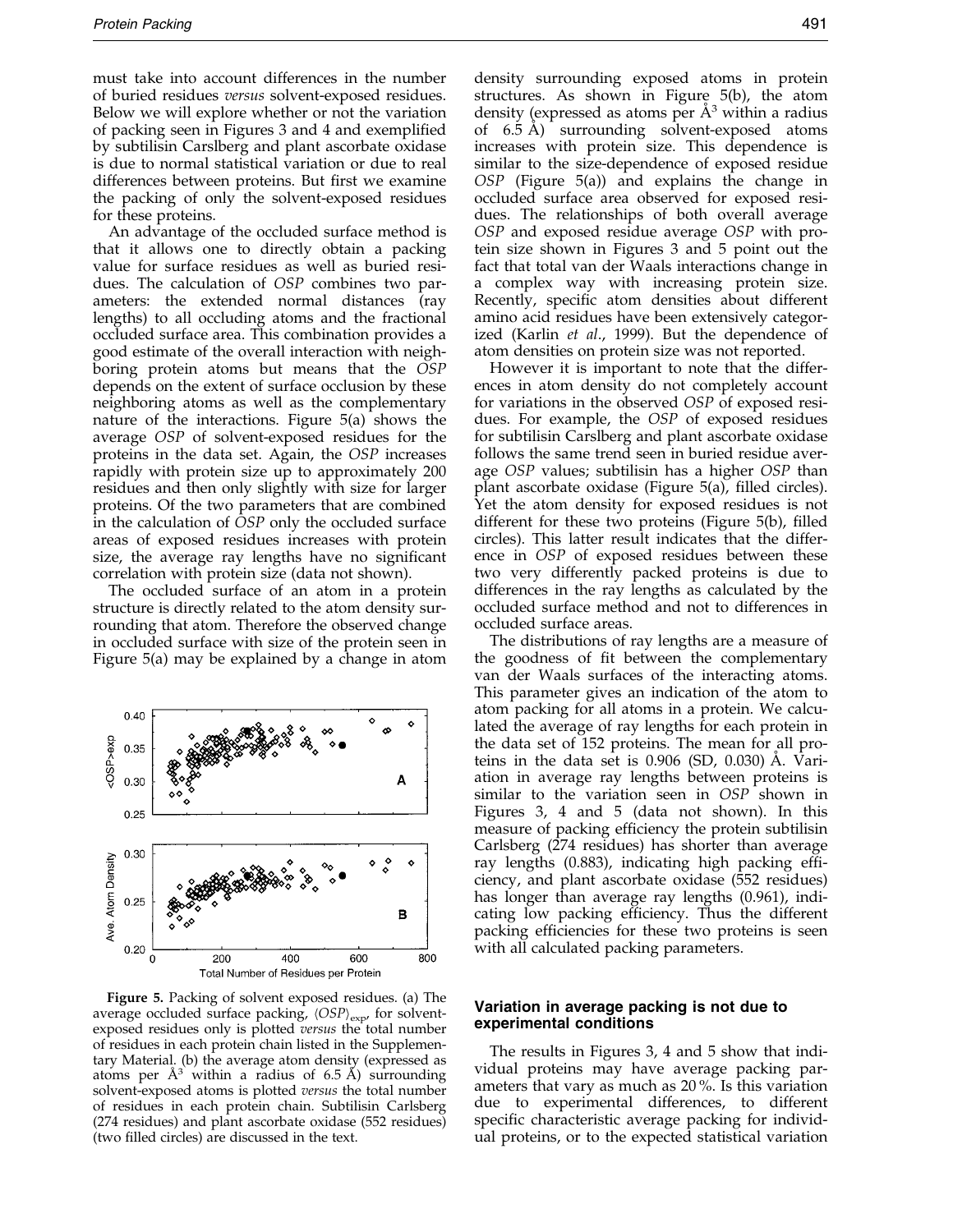must take into account differences in the number of buried residues *versus* solvent-exposed residues. Below we will explore whether or not the variation of packing seen in Figures 3 and 4 and exemplified by subtilisin Carslberg and plant ascorbate oxidase is due to normal statistical variation or due to real differences between proteins. But first we examine the packing of only the solvent-exposed residues for these proteins.

An advantage of the occluded surface method is that it allows one to directly obtain a packing value for surface residues as well as buried residues. The calculation of *OSP* combines two parameters: the extended normal distances (ray lengths) to all occluding atoms and the fractional occluded surface area. This combination provides a good estimate of the overall interaction with neighboring protein atoms but means that the *OSP* depends on the extent of surface occlusion by these neighboring atoms as well as the complementary nature of the interactions. Figure 5(a) shows the average *OSP* of solvent-exposed residues for the proteins in the data set. Again, the *OSP* increases rapidly with protein size up to approximately 200 residues and then only slightly with size for larger proteins. Of the two parameters that are combined in the calculation of *OSP* only the occluded surface areas of exposed residues increases with protein size, the average ray lengths have no significant correlation with protein size (data not shown).

The occluded surface of an atom in a protein structure is directly related to the atom density surrounding that atom. Therefore the observed change in occluded surface with size of the protein seen in Figure 5(a) may be explained by a change in atom density surrounding exposed atoms in protein structures. As shown in Figure 5(b), the atom density (expressed as atoms per Å$^3$ within a radius of 6.5 Å) surrounding solvent-exposed atoms increases with protein size. This dependence is similar to the size-dependence of exposed residue *OSP* (Figure 5(a)) and explains the change in occluded surface area observed for exposed residues. The relationships of both overall average *OSP* and exposed residue average *OSP* with protein size shown in Figures 3 and 5 point out the fact that total van der Waals interactions change in a complex way with increasing protein size. Recently, specific atom densities about different amino acid residues have been extensively categorized (Karlin *et al*., 1999). But the dependence of atom densities on protein size was not reported.

However it is important to note that the differences in atom density do not completely account for variations in the observed *OSP* of exposed residues. For example, the *OSP* of exposed residues for subtilisin Carslberg and plant ascorbate oxidase follows the same trend seen in buried residue average *OSP* values; subtilisin has a higher *OSP* than plant ascorbate oxidase (Figure 5(a), filled circles). Yet the atom density for exposed residues is not different for these two proteins (Figure 5(b), filled circles). This latter result indicates that the difference in *OSP* of exposed residues between these two very differently packed proteins is due to differences in the ray lengths as calculated by the occluded surface method and not to differences in occluded surface areas.

The distributions of ray lengths are a measure of the goodness of fit between the complementary van der Waals surfaces of the interacting atoms. This parameter gives an indication of the atom to atom packing for all atoms in a protein. We calculated the average of ray lengths for each protein in the data set of 152 proteins. The mean for all proteins in the data set is 0.906 (SD, 0.030) Å. Variation in average ray lengths between proteins is similar to the variation seen in *OSP* shown in Figures 3, 4 and 5 (data not shown). In this measure of packing efficiency the protein subtilisin Carlsberg (274 residues) has shorter than average ray lengths (0.883), indicating high packing efficiency, and plant ascorbate oxidase (552 residues) has longer than average ray lengths (0.961), indicating low packing efficiency. Thus the different packing efficiencies for these two proteins is seen with all calculated packing parameters.

**Figure 5.** Packing of solvent exposed residues. (a) The average occluded surface packing, $\langle OSP \rangle_{exp}$, for solvent-exposed residues only is plotted *versus* the total number of residues in each protein chain listed in the Supplementary Material. (b) the average atom density (expressed as atoms per Å$^3$ within a radius of 6.5 Å) surrounding solvent-exposed atoms is plotted *versus* the total number of residues in each protein chain. Subtilisin Carlsberg (274 residues) and plant ascorbate oxidase (552 residues) (two filled circles) are discussed in the text.

## Variation in average packing is not due to experimental conditions

The results in Figures 3, 4 and 5 show that individual proteins may have average packing parameters that vary as much as 20 %. Is this variation due to experimental differences, to different specific characteristic average packing for individual proteins, or to the expected statistical variation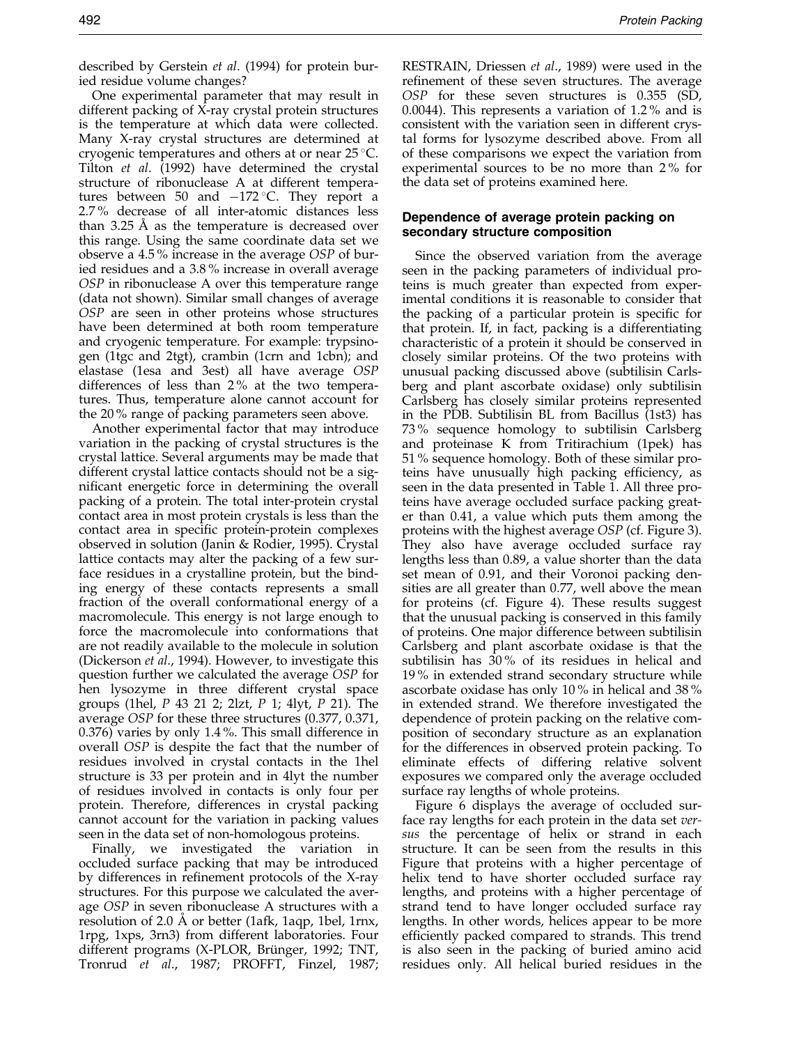described by Gerstein *et al*. (1994) for protein buried residue volume changes?

One experimental parameter that may result in different packing of X-ray crystal protein structures is the temperature at which data were collected. Many X-ray crystal structures are determined at cryogenic temperatures and others at or near 25 °C. Tilton *et al*. (1992) have determined the crystal structure of ribonuclease A at different temperatures between 50 and −172 °C. They report a 2.7 % decrease of all inter-atomic distances less than 3.25 Å as the temperature is decreased over this range. Using the same coordinate data set we observe a 4.5 % increase in the average *OSP* of buried residues and a 3.8 % increase in overall average *OSP* in ribonuclease A over this temperature range (data not shown). Similar small changes of average *OSP* are seen in other proteins whose structures have been determined at both room temperature and cryogenic temperature. For example: trypsinogen (1tgc and 2tgt), crambin (1crn and 1cbn); and elastase (1esa and 3est) all have average *OSP* differences of less than 2 % at the two temperatures. Thus, temperature alone cannot account for the 20 % range of packing parameters seen above.

Another experimental factor that may introduce variation in the packing of crystal structures is the crystal lattice. Several arguments may be made that different crystal lattice contacts should not be a significant energetic force in determining the overall packing of a protein. The total inter-protein crystal contact area in most protein crystals is less than the contact area in specific protein-protein complexes observed in solution (Janin & Rodier, 1995). Crystal lattice contacts may alter the packing of a few surface residues in a crystalline protein, but the binding energy of these contacts represents a small fraction of the overall conformational energy of a macromolecule. This energy is not large enough to force the macromolecule into conformations that are not readily available to the molecule in solution (Dickerson *et al*., 1994). However, to investigate this question further we calculated the average *OSP* for hen lysozyme in three different crystal space groups (1hel, *P* 43 21 2; 2lzt, *P* 1; 4lyt, *P* 21). The average *OSP* for these three structures (0.377, 0.371, 0.376) varies by only 1.4 %. This small difference in overall *OSP* is despite the fact that the number of residues involved in crystal contacts in the 1hel structure is 33 per protein and in 4lyt the number of residues involved in contacts is only four per protein. Therefore, differences in crystal packing cannot account for the variation in packing values seen in the data set of non-homologous proteins.

Finally, we investigated the variation in occluded surface packing that may be introduced by differences in refinement protocols of the X-ray structures. For this purpose we calculated the average *OSP* in seven ribonuclease A structures with a resolution of 2.0 Å or better (1afk, 1aqp, 1bel, 1rnx, 1rpg, 1xps, 3rn3) from different laboratories. Four different programs (X-PLOR, Brünger, 1992; TNT, Tronrud *et al*., 1987; PROFFT, Finzel, 1987; RESTRAIN, Driessen *et al*., 1989) were used in the refinement of these seven structures. The average *OSP* for these seven structures is 0.355 (SD, 0.0044). This represents a variation of 1.2 % and is consistent with the variation seen in different crystal forms for lysozyme described above. From all of these comparisons we expect the variation from experimental sources to be no more than 2 % for the data set of proteins examined here.

### Dependence of average protein packing on secondary structure composition

Since the observed variation from the average seen in the packing parameters of individual proteins is much greater than expected from experimental conditions it is reasonable to consider that the packing of a particular protein is specific for that protein. If, in fact, packing is a differentiating characteristic of a protein it should be conserved in closely similar proteins. Of the two proteins with unusual packing discussed above (subtilisin Carlsberg and plant ascorbate oxidase) only subtilisin Carlsberg has closely similar proteins represented in the PDB. Subtilisin BL from Bacillus (1st3) has 73 % sequence homology to subtilisin Carlsberg and proteinase K from Tritirachium (1pek) has 51 % sequence homology. Both of these similar proteins have unusually high packing efficiency, as seen in the data presented in Table 1. All three proteins have average occluded surface packing greater than 0.41, a value which puts them among the proteins with the highest average *OSP* (cf. Figure 3). They also have average occluded surface ray lengths less than 0.89, a value shorter than the data set mean of 0.91, and their Voronoi packing densities are all greater than 0.77, well above the mean for proteins (cf. Figure 4). These results suggest that the unusual packing is conserved in this family of proteins. One major difference between subtilisin Carlsberg and plant ascorbate oxidase is that the subtilisin has 30 % of its residues in helical and 19 % in extended strand secondary structure while ascorbate oxidase has only 10 % in helical and 38 % in extended strand. We therefore investigated the dependence of protein packing on the relative composition of secondary structure as an explanation for the differences in observed protein packing. To eliminate effects of differing relative solvent exposures we compared only the average occluded surface ray lengths of whole proteins.

Figure 6 displays the average of occluded surface ray lengths for each protein in the data set *versus* the percentage of helix or strand in each structure. It can be seen from the results in this Figure that proteins with a higher percentage of helix tend to have shorter occluded surface ray lengths, and proteins with a higher percentage of strand tend to have longer occluded surface ray lengths. In other words, helices appear to be more efficiently packed compared to strands. This trend is also seen in the packing of buried amino acid residues only. All helical buried residues in the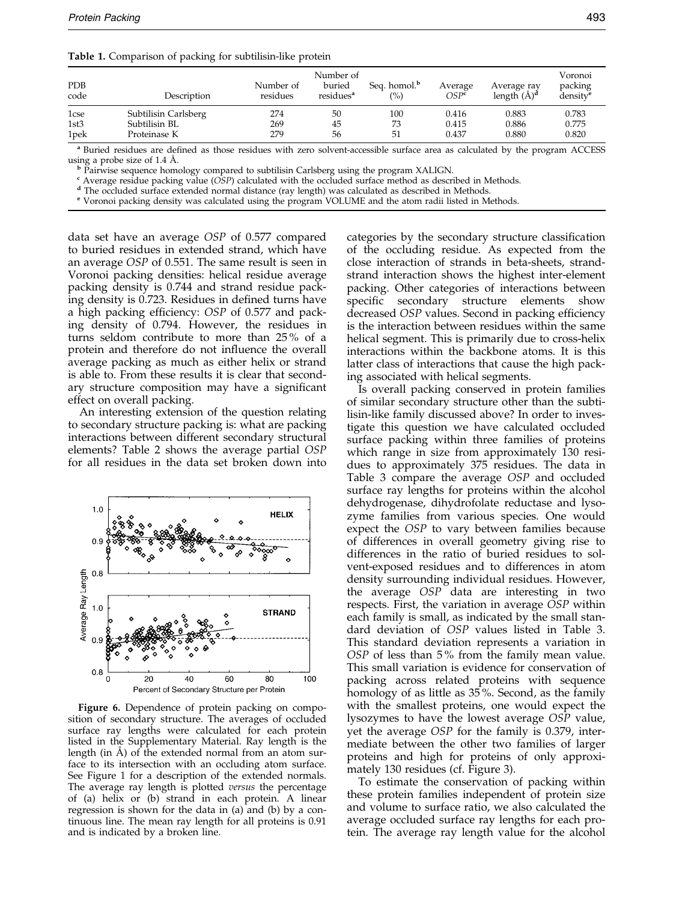**Table 1.** Comparison of packing for subtilisin-like protein

| PDB code | Description | Number of residues | Number of buried residues[a] | Seq. homol.[b] (%) | Average *OSP*[c] | Average ray length (Å)[d] | Voronoi packing density[e] |
|---|---|---|---|---|---|---|---|
| 1cse | Subtilisin Carlsberg | 274 | 50 | 100 | 0.416 | 0.883 | 0.783 |
| 1st3 | Subtilisin BL | 269 | 45 | 73 | 0.415 | 0.886 | 0.775 |
| 1pek | Proteinase K | 279 | 56 | 51 | 0.437 | 0.880 | 0.820 |

[a] Buried residues are defined as those residues with zero solvent-accessible surface area as calculated by the program ACCESS using a probe size of 1.4 Å.

[b] Pairwise sequence homology compared to subtilisin Carlsberg using the program XALIGN.

[c] Average residue packing value (*OSP*) calculated with the occluded surface method as described in Methods.

[d] The occluded surface extended normal distance (ray length) was calculated as described in Methods.

[e] Voronoi packing density was calculated using the program VOLUME and the atom radii listed in Methods.

data set have an average *OSP* of 0.577 compared to buried residues in extended strand, which have an average *OSP* of 0.551. The same result is seen in Voronoi packing densities: helical residue average packing density is 0.744 and strand residue packing density is 0.723. Residues in defined turns have a high packing efficiency: *OSP* of 0.577 and packing density of 0.794. However, the residues in turns seldom contribute to more than 25% of a protein and therefore do not influence the overall average packing as much as either helix or strand is able to. From these results it is clear that secondary structure composition may have a significant effect on overall packing.

An interesting extension of the question relating to secondary structure packing is: what are packing interactions between different secondary structural elements? Table 2 shows the average partial *OSP* for all residues in the data set broken down into categories by the secondary structure classification of the occluding residue. As expected from the close interaction of strands in beta-sheets, strand-strand interaction shows the highest inter-element packing. Other categories of interactions between specific secondary structure elements show decreased *OSP* values. Second in packing efficiency is the interaction between residues within the same helical segment. This is primarily due to cross-helix interactions within the backbone atoms. It is this latter class of interactions that cause the high packing associated with helical segments.

**Figure 6.** Dependence of protein packing on composition of secondary structure. The averages of occluded surface ray lengths were calculated for each protein listed in the Supplementary Material. Ray length is the length (in Å) of the extended normal from an atom surface to its intersection with an occluding atom surface. See Figure 1 for a description of the extended normals. The average ray length is plotted *versus* the percentage of (a) helix or (b) strand in each protein. A linear regression is shown for the data in (a) and (b) by a continuous line. The mean ray length for all proteins is 0.91 and is indicated by a broken line.

Is overall packing conserved in protein families of similar secondary structure other than the subtilisin-like family discussed above? In order to investigate this question we have calculated occluded surface packing within three families of proteins which range in size from approximately 130 residues to approximately 375 residues. The data in Table 3 compare the average *OSP* and occluded surface ray lengths for proteins within the alcohol dehydrogenase, dihydrofolate reductase and lysozyme families from various species. One would expect the *OSP* to vary between families because of differences in overall geometry giving rise to differences in the ratio of buried residues to solvent-exposed residues and to differences in atom density surrounding individual residues. However, the average *OSP* data are interesting in two respects. First, the variation in average *OSP* within each family is small, as indicated by the small standard deviation of *OSP* values listed in Table 3. This standard deviation represents a variation in *OSP* of less than 5% from the family mean value. This small variation is evidence for conservation of packing across related proteins with sequence homology of as little as 35%. Second, as the family with the smallest proteins, one would expect the lysozymes to have the lowest average *OSP* value, yet the average *OSP* for the family is 0.379, intermediate between the other two families of larger proteins and high for proteins of only approximately 130 residues (cf. Figure 3).

To estimate the conservation of packing within these protein families independent of protein size and volume to surface ratio, we also calculated the average occluded surface ray lengths for each protein. The average ray length value for the alcohol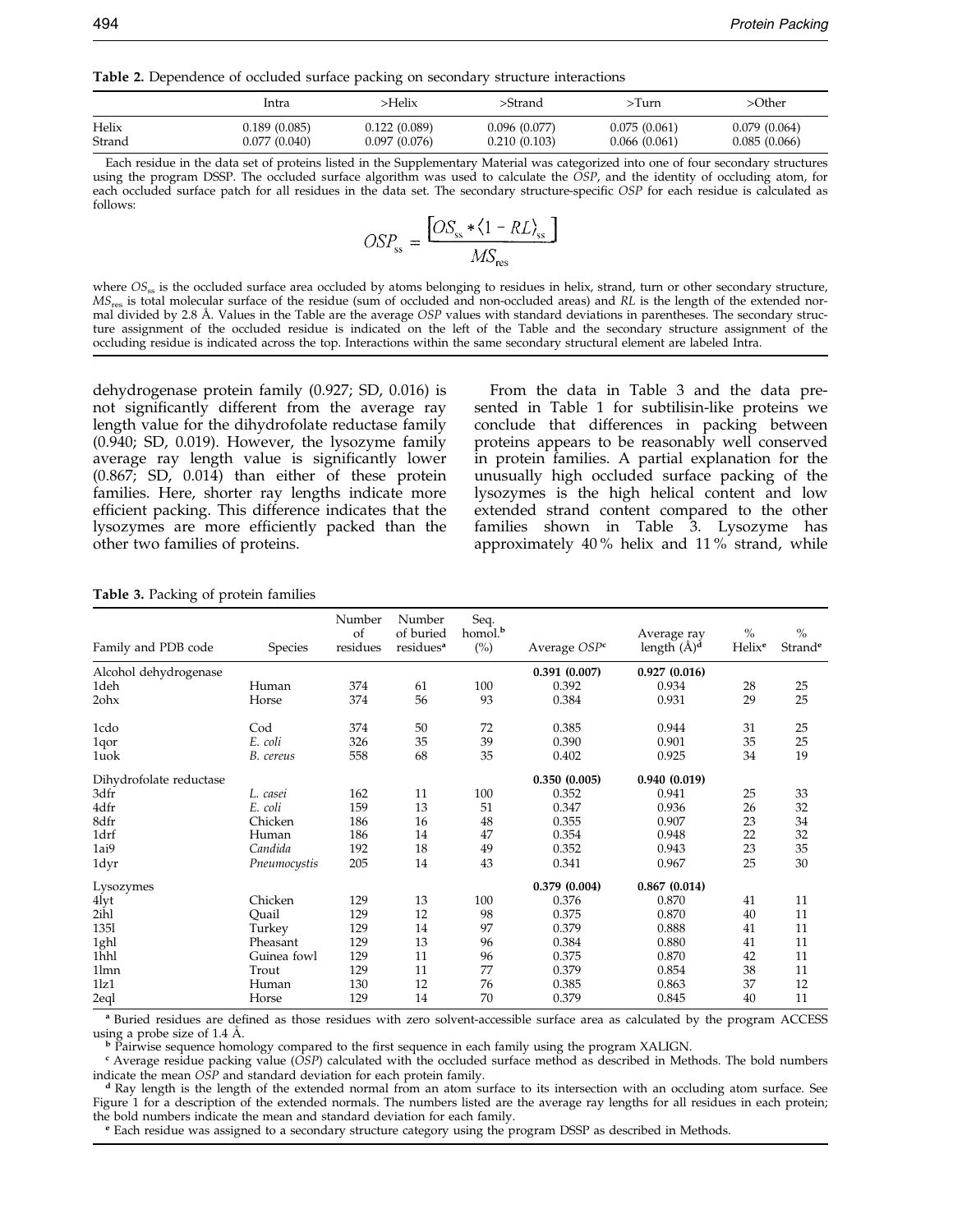**Table 2.** Dependence of occluded surface packing on secondary structure interactions

| | Intra | >Helix | >Strand | >Turn | >Other |
|---|---|---|---|---|---|
| Helix | 0.189 (0.085) | 0.122 (0.089) | 0.096 (0.077) | 0.075 (0.061) | 0.079 (0.064) |
| Strand | 0.077 (0.040) | 0.097 (0.076) | 0.210 (0.103) | 0.066 (0.061) | 0.085 (0.066) |

Each residue in the data set of proteins listed in the Supplementary Material was categorized into one of four secondary structures using the program DSSP. The occluded surface algorithm was used to calculate the *OSP*, and the identity of occluding atom, for each occluded surface patch for all residues in the data set. The secondary structure-specific *OSP* for each residue is calculated as follows:

$$OSP_{ss} = \frac{\left[ OS_{ss} * \langle 1 - RL \rangle_{ss} \right]}{MS_{res}}$$

where $OS_{ss}$ is the occluded surface area occluded by atoms belonging to residues in helix, strand, turn or other secondary structure, $MS_{res}$ is total molecular surface of the residue (sum of occluded and non-occluded areas) and *RL* is the length of the extended normal divided by 2.8 Å. Values in the Table are the average *OSP* values with standard deviations in parentheses. The secondary structure assignment of the occluded residue is indicated on the left of the Table and the secondary structure assignment of the occluding residue is indicated across the top. Interactions within the same secondary structural element are labeled Intra.

dehydrogenase protein family (0.927; SD, 0.016) is not significantly different from the average ray length value for the dihydrofolate reductase family (0.940; SD, 0.019). However, the lysozyme family average ray length value is significantly lower (0.867; SD, 0.014) than either of these protein families. Here, shorter ray lengths indicate more efficient packing. This difference indicates that the lysozymes are more efficiently packed than the other two families of proteins.

From the data in Table 3 and the data presented in Table 1 for subtilisin-like proteins we conclude that differences in packing between proteins appears to be reasonably well conserved in protein families. A partial explanation for the unusually high occluded surface packing of the lysozymes is the high helical content and low extended strand content compared to the other families shown in Table 3. Lysozyme has approximately 40 % helix and 11 % strand, while

**Table 3.** Packing of protein families

| Family and PDB code | Species | Number of residues | Number of buried residues[a] | Seq. homol.[b] (%) | Average *OSP*[c] | Average ray length (Å)[d] | % Helix[e] | % Strand[e] |
|---|---|---|---|---|---|---|---|---|
| Alcohol dehydrogenase | | | | | **0.391 (0.007)** | **0.927 (0.016)** | | |
| 1deh | Human | 374 | 61 | 100 | 0.392 | 0.934 | 28 | 25 |
| 2ohx | Horse | 374 | 56 | 93 | 0.384 | 0.931 | 29 | 25 |
| 1cdo | Cod | 374 | 50 | 72 | 0.385 | 0.944 | 31 | 25 |
| 1qor | *E. coli* | 326 | 35 | 39 | 0.390 | 0.901 | 35 | 25 |
| 1uok | *B. cereus* | 558 | 68 | 35 | 0.402 | 0.925 | 34 | 19 |
| Dihydrofolate reductase | | | | | **0.350 (0.005)** | **0.940 (0.019)** | | |
| 3dfr | *L. casei* | 162 | 11 | 100 | 0.352 | 0.941 | 25 | 33 |
| 4dfr | *E. coli* | 159 | 13 | 51 | 0.347 | 0.936 | 26 | 32 |
| 8dfr | Chicken | 186 | 16 | 48 | 0.355 | 0.907 | 23 | 34 |
| 1drf | Human | 186 | 14 | 47 | 0.354 | 0.948 | 22 | 32 |
| 1ai9 | *Candida* | 192 | 18 | 49 | 0.352 | 0.943 | 23 | 35 |
| 1dyr | *Pneumocystis* | 205 | 14 | 43 | 0.341 | 0.967 | 25 | 30 |
| Lysozymes | | | | | **0.379 (0.004)** | **0.867 (0.014)** | | |
| 4lyt | Chicken | 129 | 13 | 100 | 0.376 | 0.870 | 41 | 11 |
| 2ihl | Quail | 129 | 12 | 98 | 0.375 | 0.870 | 40 | 11 |
| 135l | Turkey | 129 | 14 | 97 | 0.379 | 0.888 | 41 | 11 |
| 1ghl | Pheasant | 129 | 13 | 96 | 0.384 | 0.880 | 41 | 11 |
| 1hhl | Guinea fowl | 129 | 11 | 96 | 0.375 | 0.870 | 42 | 11 |
| 1lmn | Trout | 129 | 11 | 77 | 0.379 | 0.854 | 38 | 11 |
| 1lz1 | Human | 130 | 12 | 76 | 0.385 | 0.863 | 37 | 12 |
| 2eql | Horse | 129 | 14 | 70 | 0.379 | 0.845 | 40 | 11 |

[a] Buried residues are defined as those residues with zero solvent-accessible surface area as calculated by the program ACCESS using a probe size of 1.4 Å.

[b] Pairwise sequence homology compared to the first sequence in each family using the program XALIGN.

[c] Average residue packing value (*OSP*) calculated with the occluded surface method as described in Methods. The bold numbers indicate the mean *OSP* and standard deviation for each protein family.

[d] Ray length is the length of the extended normal from an atom surface to its intersection with an occluding atom surface. See Figure 1 for a description of the extended normals. The numbers listed are the average ray lengths for all residues in each protein; the bold numbers indicate the mean and standard deviation for each family.

[e] Each residue was assigned to a secondary structure category using the program DSSP as described in Methods.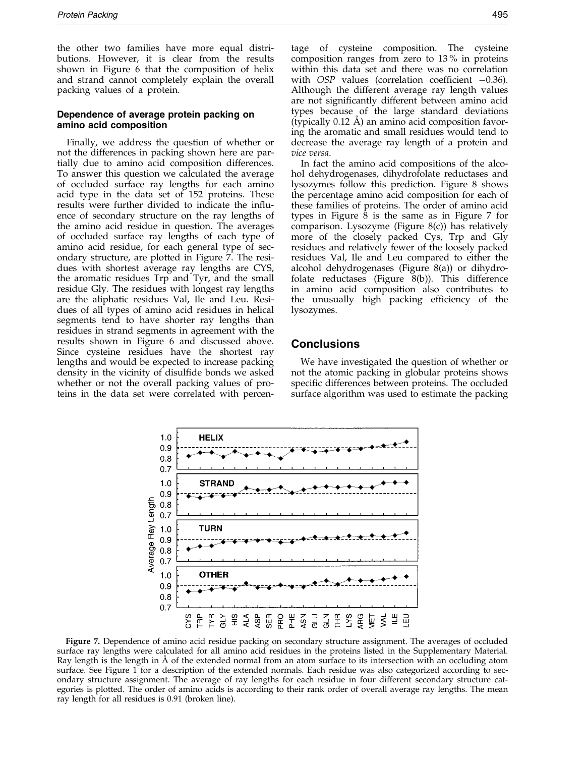the other two families have more equal distributions. However, it is clear from the results shown in Figure 6 that the composition of helix and strand cannot completely explain the overall packing values of a protein.

### Dependence of average protein packing on amino acid composition

Finally, we address the question of whether or not the differences in packing shown here are partially due to amino acid composition differences. To answer this question we calculated the average of occluded surface ray lengths for each amino acid type in the data set of 152 proteins. These results were further divided to indicate the influence of secondary structure on the ray lengths of the amino acid residue in question. The averages of occluded surface ray lengths of each type of amino acid residue, for each general type of secondary structure, are plotted in Figure 7. The residues with shortest average ray lengths are CYS, the aromatic residues Trp and Tyr, and the small residue Gly. The residues with longest ray lengths are the aliphatic residues Val, Ile and Leu. Residues of all types of amino acid residues in helical segments tend to have shorter ray lengths than residues in strand segments in agreement with the results shown in Figure 6 and discussed above. Since cysteine residues have the shortest ray lengths and would be expected to increase packing density in the vicinity of disulfide bonds we asked whether or not the overall packing values of proteins in the data set were correlated with percentage of cysteine composition. The cysteine composition ranges from zero to 13% in proteins within this data set and there was no correlation with *OSP* values (correlation coefficient −0.36). Although the different average ray length values are not significantly different between amino acid types because of the large standard deviations (typically 0.12 Å) an amino acid composition favoring the aromatic and small residues would tend to decrease the average ray length of a protein and *vice versa*.

In fact the amino acid compositions of the alcohol dehydrogenases, dihydrofolate reductases and lysozymes follow this prediction. Figure 8 shows the percentage amino acid composition for each of these families of proteins. The order of amino acid types in Figure 8 is the same as in Figure 7 for comparison. Lysozyme (Figure 8(c)) has relatively more of the closely packed Cys, Trp and Gly residues and relatively fewer of the loosely packed residues Val, Ile and Leu compared to either the alcohol dehydrogenases (Figure 8(a)) or dihydrofolate reductases (Figure 8(b)). This difference in amino acid composition also contributes to the unusually high packing efficiency of the lysozymes.

## Conclusions

We have investigated the question of whether or not the atomic packing in globular proteins shows specific differences between proteins. The occluded surface algorithm was used to estimate the packing

**Figure 7.** Dependence of amino acid residue packing on secondary structure assignment. The averages of occluded surface ray lengths were calculated for all amino acid residues in the proteins listed in the Supplementary Material. Ray length is the length in Å of the extended normal from an atom surface to its intersection with an occluding atom surface. See Figure 1 for a description of the extended normals. Each residue was also categorized according to secondary structure assignment. The average of ray lengths for each residue in four different secondary structure categories is plotted. The order of amino acids is according to their rank order of overall average ray lengths. The mean ray length for all residues is 0.91 (broken line).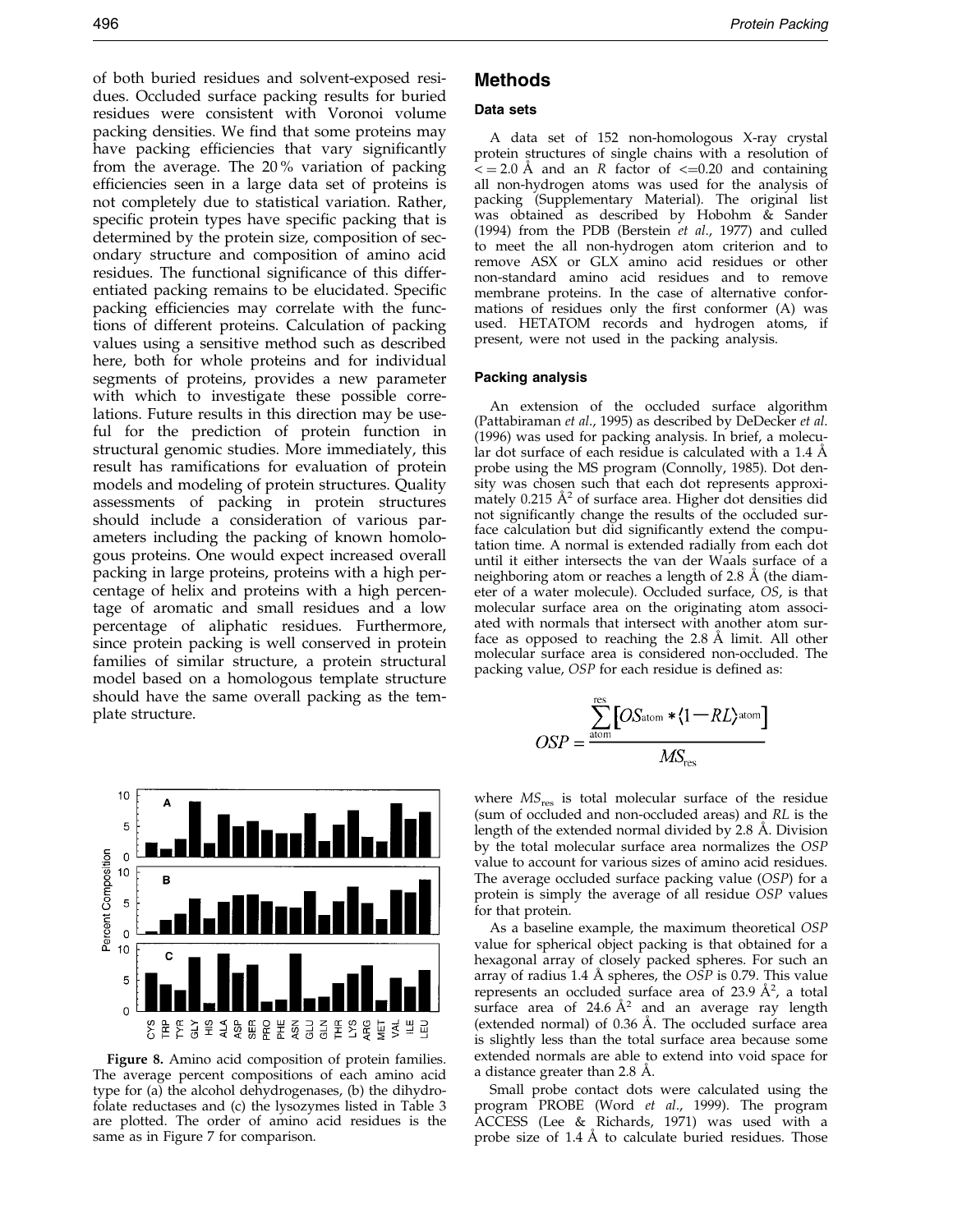of both buried residues and solvent-exposed residues. Occluded surface packing results for buried residues were consistent with Voronoi volume packing densities. We find that some proteins may have packing efficiencies that vary significantly from the average. The 20% variation of packing efficiencies seen in a large data set of proteins is not completely due to statistical variation. Rather, specific protein types have specific packing that is determined by the protein size, composition of secondary structure and composition of amino acid residues. The functional significance of this differentiated packing remains to be elucidated. Specific packing efficiencies may correlate with the functions of different proteins. Calculation of packing values using a sensitive method such as described here, both for whole proteins and for individual segments of proteins, provides a new parameter with which to investigate these possible correlations. Future results in this direction may be useful for the prediction of protein function in structural genomic studies. More immediately, this result has ramifications for evaluation of protein models and modeling of protein structures. Quality assessments of packing in protein structures should include a consideration of various parameters including the packing of known homologous proteins. One would expect increased overall packing in large proteins, proteins with a high percentage of helix and proteins with a high percentage of aromatic and small residues and a low percentage of aliphatic residues. Furthermore, since protein packing is well conserved in protein families of similar structure, a protein structural model based on a homologous template structure should have the same overall packing as the template structure.

**Figure 8.** Amino acid composition of protein families. The average percent compositions of each amino acid type for (a) the alcohol dehydrogenases, (b) the dihydrofolate reductases and (c) the lysozymes listed in Table 3 are plotted. The order of amino acid residues is the same as in Figure 7 for comparison.

## Methods

### Data sets

A data set of 152 non-homologous X-ray crystal protein structures of single chains with a resolution of $<= 2.0$ Å and an $R$ factor of $<=0.20$ and containing all non-hydrogen atoms was used for the analysis of packing (Supplementary Material). The original list was obtained as described by Hobohm & Sander (1994) from the PDB (Berstein *et al.*, 1977) and culled to meet the all non-hydrogen atom criterion and to remove ASX or GLX amino acid residues or other non-standard amino acid residues and to remove membrane proteins. In the case of alternative conformations of residues only the first conformer (A) was used. HETATOM records and hydrogen atoms, if present, were not used in the packing analysis.

### Packing analysis

An extension of the occluded surface algorithm (Pattabiraman *et al.*, 1995) as described by DeDecker *et al.* (1996) was used for packing analysis. In brief, a molecular dot surface of each residue is calculated with a 1.4 Å probe using the MS program (Connolly, 1985). Dot density was chosen such that each dot represents approximately 0.215 $Å^2$ of surface area. Higher dot densities did not significantly change the results of the occluded surface calculation but did significantly extend the computation time. A normal is extended radially from each dot until it either intersects the van der Waals surface of a neighboring atom or reaches a length of 2.8 Å (the diameter of a water molecule). Occluded surface, $OS$, is that molecular surface area on the originating atom associated with normals that intersect with another atom surface as opposed to reaching the 2.8 Å limit. All other molecular surface area is considered non-occluded. The packing value, $OSP$ for each residue is defined as:

$$OSP = \frac{\sum_{\text{atom}}^{\text{res}} \left[ OS_{\text{atom}} * \langle 1 - RL \rangle_{\text{atom}} \right]}{MS_{\text{res}}}$$

where $MS_{\text{res}}$ is total molecular surface of the residue (sum of occluded and non-occluded areas) and $RL$ is the length of the extended normal divided by 2.8 Å. Division by the total molecular surface area normalizes the $OSP$ value to account for various sizes of amino acid residues. The average occluded surface packing value ($OSP$) for a protein is simply the average of all residue $OSP$ values for that protein.

As a baseline example, the maximum theoretical $OSP$ value for spherical object packing is that obtained for a hexagonal array of closely packed spheres. For such an array of radius 1.4 Å spheres, the $OSP$ is 0.79. This value represents an occluded surface area of 23.9 $Å^2$, a total surface area of 24.6 $Å^2$ and an average ray length (extended normal) of 0.36 Å. The occluded surface area is slightly less than the total surface area because some extended normals are able to extend into void space for a distance greater than 2.8 Å.

Small probe contact dots were calculated using the program PROBE (Word *et al.*, 1999). The program ACCESS (Lee & Richards, 1971) was used with a probe size of 1.4 Å to calculate buried residues. Those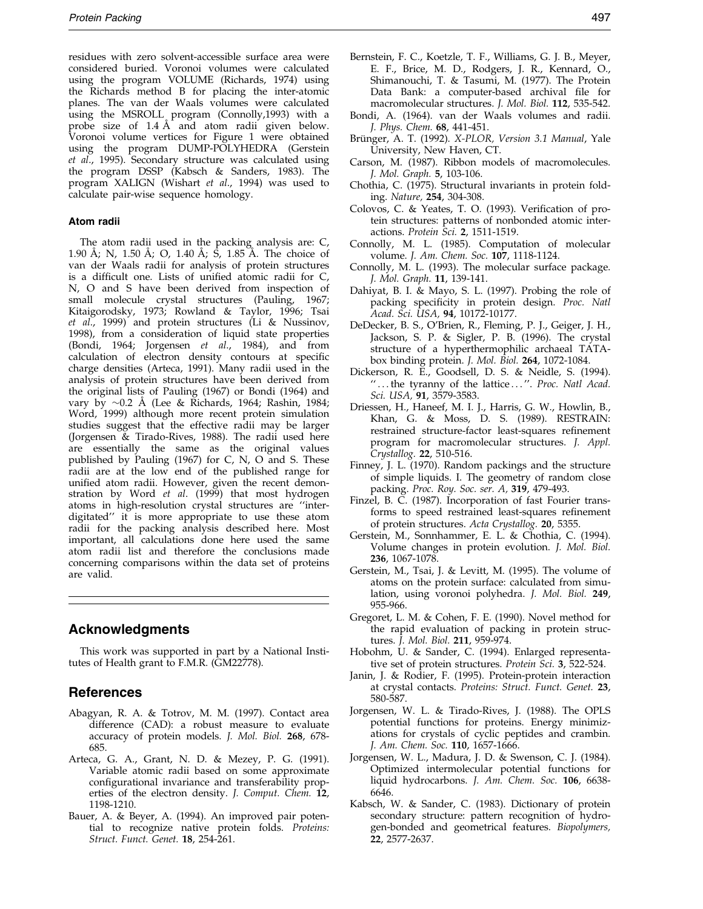residues with zero solvent-accessible surface area were considered buried. Voronoi volumes were calculated using the program VOLUME (Richards, 1974) using the Richards method B for placing the inter-atomic planes. The van der Waals volumes were calculated using the MSROLL program (Connolly,1993) with a probe size of 1.4 Å and atom radii given below. Voronoi volume vertices for Figure 1 were obtained using the program DUMP-POLYHEDRA (Gerstein *et al*., 1995). Secondary structure was calculated using the program DSSP (Kabsch & Sanders, 1983). The program XALIGN (Wishart *et al*., 1994) was used to calculate pair-wise sequence homology.

#### Atom radii

The atom radii used in the packing analysis are: C, 1.90 Å; N, 1.50 Å; O, 1.40 Å; S, 1.85 Å. The choice of van der Waals radii for analysis of protein structures is a difficult one. Lists of unified atomic radii for C, N, O and S have been derived from inspection of small molecule crystal structures (Pauling, 1967; Kitaigorodsky, 1973; Rowland & Taylor, 1996; Tsai *et al*., 1999) and protein structures (Li & Nussinov, 1998), from a consideration of liquid state properties (Bondi, 1964; Jorgensen *et al*., 1984), and from calculation of electron density contours at specific charge densities (Arteca, 1991). Many radii used in the analysis of protein structures have been derived from the original lists of Pauling (1967) or Bondi (1964) and vary by ~0.2 Å (Lee & Richards, 1964; Rashin, 1984; Word, 1999) although more recent protein simulation studies suggest that the effective radii may be larger (Jorgensen & Tirado-Rives, 1988). The radii used here are essentially the same as the original values published by Pauling (1967) for C, N, O and S. These radii are at the low end of the published range for unified atom radii. However, given the recent demonstration by Word *et al*. (1999) that most hydrogen atoms in high-resolution crystal structures are "interdigitated" it is more appropriate to use these atom radii for the packing analysis described here. Most important, all calculations done here used the same atom radii list and therefore the conclusions made concerning comparisons within the data set of proteins are valid.

## Acknowledgments

This work was supported in part by a National Institutes of Health grant to F.M.R. (GM22778).

## References

Abagyan, R. A. & Totrov, M. M. (1997). Contact area difference (CAD): a robust measure to evaluate accuracy of protein models. *J. Mol. Biol.* **268**, 678-685.

Arteca, G. A., Grant, N. D. & Mezey, P. G. (1991). Variable atomic radii based on some approximate configurational invariance and transferability properties of the electron density. *J. Comput. Chem.* **12**, 1198-1210.

Bauer, A. & Beyer, A. (1994). An improved pair potential to recognize native protein folds. *Proteins: Struct. Funct. Genet.* **18**, 254-261.

Bernstein, F. C., Koetzle, T. F., Williams, G. J. B., Meyer, E. F., Brice, M. D., Rodgers, J. R., Kennard, O., Shimanouchi, T. & Tasumi, M. (1977). The Protein Data Bank: a computer-based archival file for macromolecular structures. *J. Mol. Biol.* **112**, 535-542.

Bondi, A. (1964). van der Waals volumes and radii. *J. Phys. Chem.* **68**, 441-451.

Brünger, A. T. (1992). *X-PLOR, Version 3.1 Manual*, Yale University, New Haven, CT.

Carson, M. (1987). Ribbon models of macromolecules. *J. Mol. Graph.* **5**, 103-106.

Chothia, C. (1975). Structural invariants in protein folding. *Nature,* **254**, 304-308.

Colovos, C. & Yeates, T. O. (1993). Verification of protein structures: patterns of nonbonded atomic interactions. *Protein Sci.* **2**, 1511-1519.

Connolly, M. L. (1985). Computation of molecular volume. *J. Am. Chem. Soc.* **107**, 1118-1124.

Connolly, M. L. (1993). The molecular surface package. *J. Mol. Graph.* **11**, 139-141.

Dahiyat, B. I. & Mayo, S. L. (1997). Probing the role of packing specificity in protein design. *Proc. Natl Acad. Sci. USA,* **94**, 10172-10177.

DeDecker, B. S., O'Brien, R., Fleming, P. J., Geiger, J. H., Jackson, S. P. & Sigler, P. B. (1996). The crystal structure of a hyperthermophilic archaeal TATA-box binding protein. *J. Mol. Biol.* **264**, 1072-1084.

Dickerson, R. E., Goodsell, D. S. & Neidle, S. (1994). "... the tyranny of the lattice ...". *Proc. Natl Acad. Sci. USA,* **91**, 3579-3583.

Driessen, H., Haneef, M. I. J., Harris, G. W., Howlin, B., Khan, G. & Moss, D. S. (1989). RESTRAIN: restrained structure-factor least-squares refinement program for macromolecular structures. *J. Appl. Crystallog.* **22**, 510-516.

Finney, J. L. (1970). Random packings and the structure of simple liquids. I. The geometry of random close packing. *Proc. Roy. Soc. ser. A,* **319**, 479-493.

Finzel, B. C. (1987). Incorporation of fast Fourier transforms to speed restrained least-squares refinement of protein structures. *Acta Crystallog.* **20**, 5355.

Gerstein, M., Sonnhammer, E. L. & Chothia, C. (1994). Volume changes in protein evolution. *J. Mol. Biol.* **236**, 1067-1078.

Gerstein, M., Tsai, J. & Levitt, M. (1995). The volume of atoms on the protein surface: calculated from simulation, using voronoi polyhedra. *J. Mol. Biol.* **249**, 955-966.

Gregoret, L. M. & Cohen, F. E. (1990). Novel method for the rapid evaluation of packing in protein structures. *J. Mol. Biol.* **211**, 959-974.

Hobohm, U. & Sander, C. (1994). Enlarged representative set of protein structures. *Protein Sci.* **3**, 522-524.

Janin, J. & Rodier, F. (1995). Protein-protein interaction at crystal contacts. *Proteins: Struct. Funct. Genet.* **23**, 580-587.

Jorgensen, W. L. & Tirado-Rives, J. (1988). The OPLS potential functions for proteins. Energy minimizations for crystals of cyclic peptides and crambin. *J. Am. Chem. Soc.* **110**, 1657-1666.

Jorgensen, W. L., Madura, J. D. & Swenson, C. J. (1984). Optimized intermolecular potential functions for liquid hydrocarbons. *J. Am. Chem. Soc.* **106**, 6638-6646.

Kabsch, W. & Sander, C. (1983). Dictionary of protein secondary structure: pattern recognition of hydrogen-bonded and geometrical features. *Biopolymers,* **22**, 2577-2637.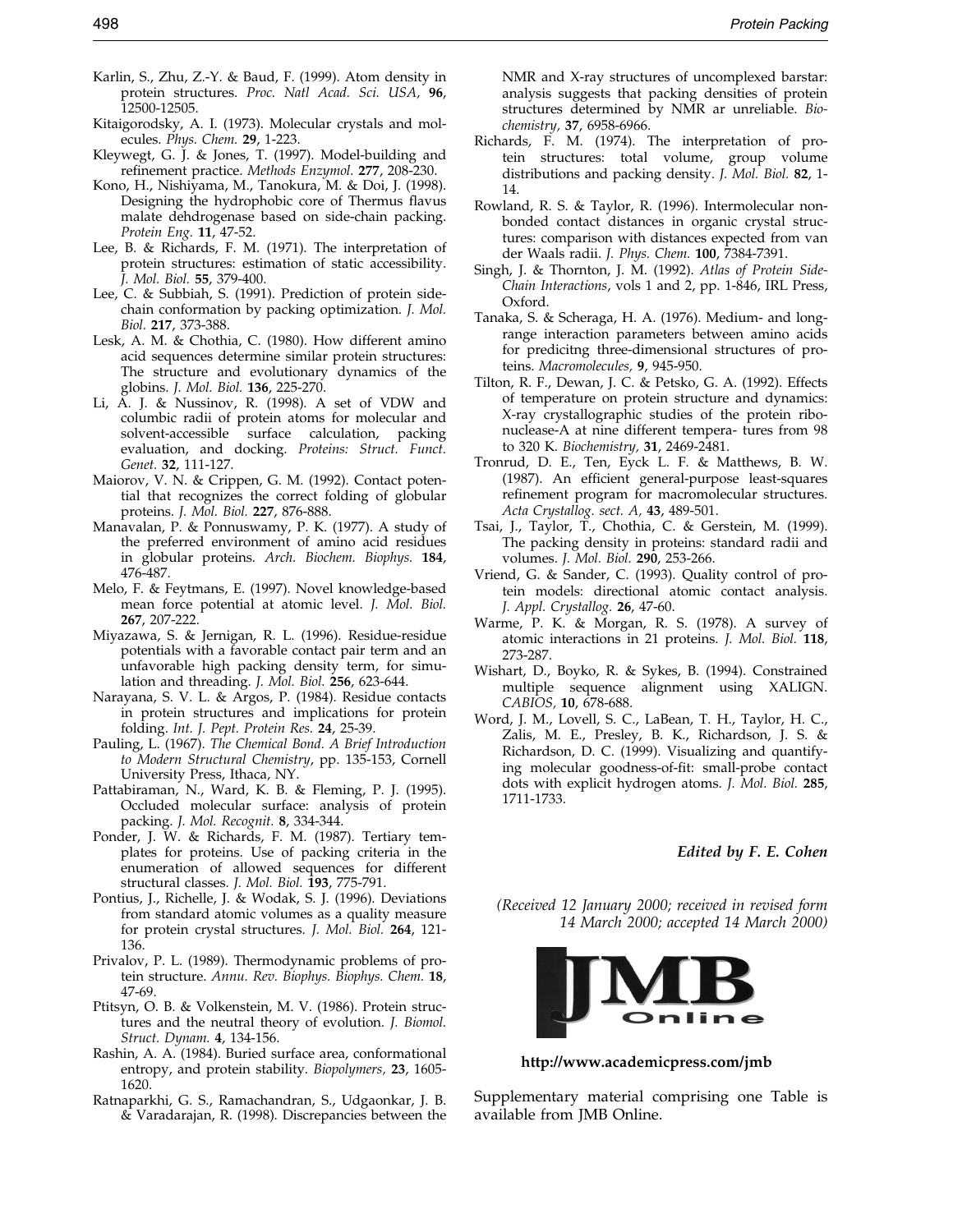Karlin, S., Zhu, Z.-Y. & Baud, F. (1999). Atom density in protein structures. *Proc. Natl Acad. Sci. USA,* **96**, 12500-12505.

Kitaigorodsky, A. I. (1973). Molecular crystals and molecules. *Phys. Chem.* **29**, 1-223.

Kleywegt, G. J. & Jones, T. (1997). Model-building and refinement practice. *Methods Enzymol.* **277**, 208-230.

Kono, H., Nishiyama, M., Tanokura, M. & Doi, J. (1998). Designing the hydrophobic core of Thermus flavus malate dehdrogenase based on side-chain packing. *Protein Eng.* **11**, 47-52.

Lee, B. & Richards, F. M. (1971). The interpretation of protein structures: estimation of static accessibility. *J. Mol. Biol.* **55**, 379-400.

Lee, C. & Subbiah, S. (1991). Prediction of protein side-chain conformation by packing optimization. *J. Mol. Biol.* **217**, 373-388.

Lesk, A. M. & Chothia, C. (1980). How different amino acid sequences determine similar protein structures: The structure and evolutionary dynamics of the globins. *J. Mol. Biol.* **136**, 225-270.

Li, A. J. & Nussinov, R. (1998). A set of VDW and columbic radii of protein atoms for molecular and solvent-accessible surface calculation, packing evaluation, and docking. *Proteins: Struct. Funct. Genet.* **32**, 111-127.

Maiorov, V. N. & Crippen, G. M. (1992). Contact potential that recognizes the correct folding of globular proteins. *J. Mol. Biol.* **227**, 876-888.

Manavalan, P. & Ponnuswamy, P. K. (1977). A study of the preferred environment of amino acid residues in globular proteins. *Arch. Biochem. Biophys.* **184**, 476-487.

Melo, F. & Feytmans, E. (1997). Novel knowledge-based mean force potential at atomic level. *J. Mol. Biol.* **267**, 207-222.

Miyazawa, S. & Jernigan, R. L. (1996). Residue-residue potentials with a favorable contact pair term and an unfavorable high packing density term, for simulation and threading. *J. Mol. Biol.* **256**, 623-644.

Narayana, S. V. L. & Argos, P. (1984). Residue contacts in protein structures and implications for protein folding. *Int. J. Pept. Protein Res.* **24**, 25-39.

Pauling, L. (1967). *The Chemical Bond. A Brief Introduction to Modern Structural Chemistry*, pp. 135-153, Cornell University Press, Ithaca, NY.

Pattabiraman, N., Ward, K. B. & Fleming, P. J. (1995). Occluded molecular surface: analysis of protein packing. *J. Mol. Recognit.* **8**, 334-344.

Ponder, J. W. & Richards, F. M. (1987). Tertiary templates for proteins. Use of packing criteria in the enumeration of allowed sequences for different structural classes. *J. Mol. Biol.* **193**, 775-791.

Pontius, J., Richelle, J. & Wodak, S. J. (1996). Deviations from standard atomic volumes as a quality measure for protein crystal structures. *J. Mol. Biol.* **264**, 121-136.

Privalov, P. L. (1989). Thermodynamic problems of protein structure. *Annu. Rev. Biophys. Biophys. Chem.* **18**, 47-69.

Ptitsyn, O. B. & Volkenstein, M. V. (1986). Protein structures and the neutral theory of evolution. *J. Biomol. Struct. Dynam.* **4**, 134-156.

Rashin, A. A. (1984). Buried surface area, conformational entropy, and protein stability. *Biopolymers,* **23**, 1605-1620.

Ratnaparkhi, G. S., Ramachandran, S., Udgaonkar, J. B. & Varadarajan, R. (1998). Discrepancies between the NMR and X-ray structures of uncomplexed barstar: analysis suggests that packing densities of protein structures determined by NMR ar unreliable. *Biochemistry,* **37**, 6958-6966.

Richards, F. M. (1974). The interpretation of protein structures: total volume, group volume distributions and packing density. *J. Mol. Biol.* **82**, 1-14.

Rowland, R. S. & Taylor, R. (1996). Intermolecular nonbonded contact distances in organic crystal structures: comparison with distances expected from van der Waals radii. *J. Phys. Chem.* **100**, 7384-7391.

Singh, J. & Thornton, J. M. (1992). *Atlas of Protein Side-Chain Interactions*, vols 1 and 2, pp. 1-846, IRL Press, Oxford.

Tanaka, S. & Scheraga, H. A. (1976). Medium- and long-range interaction parameters between amino acids for predicitng three-dimensional structures of proteins. *Macromolecules,* **9**, 945-950.

Tilton, R. F., Dewan, J. C. & Petsko, G. A. (1992). Effects of temperature on protein structure and dynamics: X-ray crystallographic studies of the protein ribonuclease-A at nine different tempera- tures from 98 to 320 K. *Biochemistry,* **31**, 2469-2481.

Tronrud, D. E., Ten, Eyck L. F. & Matthews, B. W. (1987). An efficient general-purpose least-squares refinement program for macromolecular structures. *Acta Crystallog. sect. A,* **43**, 489-501.

Tsai, J., Taylor, T., Chothia, C. & Gerstein, M. (1999). The packing density in proteins: standard radii and volumes. *J. Mol. Biol.* **290**, 253-266.

Vriend, G. & Sander, C. (1993). Quality control of protein models: directional atomic contact analysis. *J. Appl. Crystallog.* **26**, 47-60.

Warme, P. K. & Morgan, R. S. (1978). A survey of atomic interactions in 21 proteins. *J. Mol. Biol.* **118**, 273-287.

Wishart, D., Boyko, R. & Sykes, B. (1994). Constrained multiple sequence alignment using XALIGN. *CABIOS,* **10**, 678-688.

Word, J. M., Lovell, S. C., LaBean, T. H., Taylor, H. C., Zalis, M. E., Presley, B. K., Richardson, J. S. & Richardson, D. C. (1999). Visualizing and quantifying molecular goodness-of-fit: small-probe contact dots with explicit hydrogen atoms. *J. Mol. Biol.* **285**, 1711-1733.

***Edited by F. E. Cohen***

*(Received 12 January 2000; received in revised form 14 March 2000; accepted 14 March 2000)*

JMB Online

**http://www.academicpress.com/jmb**

Supplementary material comprising one Table is available from JMB Online.